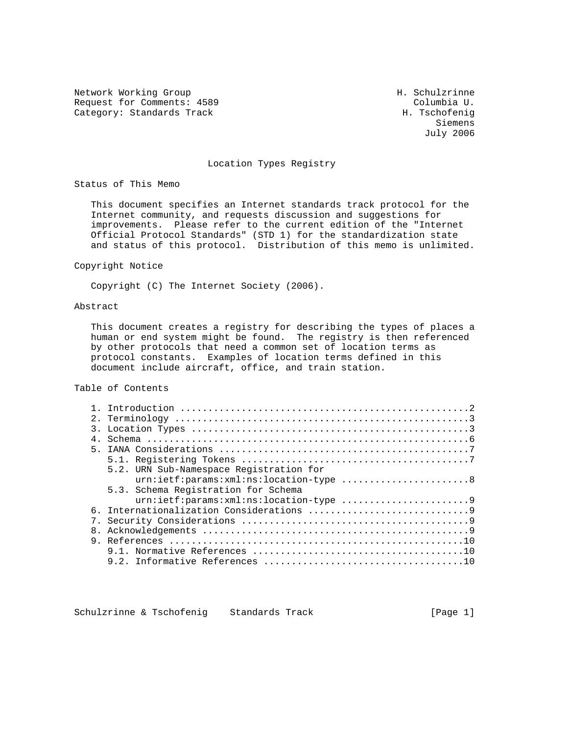Network Working Group H. Schulzrinne
Request for Comments: 4589 Columbia U.
Category: Standards Track H. Tschofenig
Siemens
July 2006

# Location Types Registry

## Status of This Memo

This document specifies an Internet standards track protocol for the Internet community, and requests discussion and suggestions for improvements. Please refer to the current edition of the "Internet Official Protocol Standards" (STD 1) for the standardization state and status of this protocol. Distribution of this memo is unlimited.

## Copyright Notice

Copyright (C) The Internet Society (2006).

## Abstract

This document creates a registry for describing the types of places a human or end system might be found. The registry is then referenced by other protocols that need a common set of location terms as protocol constants. Examples of location terms defined in this document include aircraft, office, and train station.

## Table of Contents

```
1. Introduction ....................................................2
2. Terminology .....................................................3
3. Location Types ..................................................3
4. Schema ..........................................................6
5. IANA Considerations .............................................7
   5.1. Registering Tokens .........................................7
   5.2. URN Sub-Namespace Registration for
        urn:ietf:params:xml:ns:location-type .......................8
   5.3. Schema Registration for Schema
        urn:ietf:params:xml:ns:location-type .......................9
6. Internationalization Considerations .............................9
7. Security Considerations .........................................9
8. Acknowledgements ................................................9
9. References .....................................................10
   9.1. Normative References ......................................10
   9.2. Informative References ....................................10
```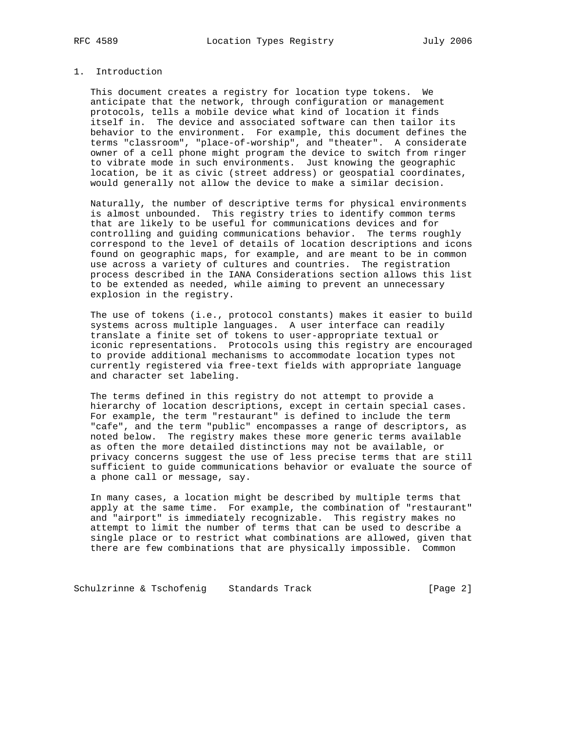## 1. Introduction

This document creates a registry for location type tokens. We anticipate that the network, through configuration or management protocols, tells a mobile device what kind of location it finds itself in. The device and associated software can then tailor its behavior to the environment. For example, this document defines the terms "classroom", "place-of-worship", and "theater". A considerate owner of a cell phone might program the device to switch from ringer to vibrate mode in such environments. Just knowing the geographic location, be it as civic (street address) or geospatial coordinates, would generally not allow the device to make a similar decision.

Naturally, the number of descriptive terms for physical environments is almost unbounded. This registry tries to identify common terms that are likely to be useful for communications devices and for controlling and guiding communications behavior. The terms roughly correspond to the level of details of location descriptions and icons found on geographic maps, for example, and are meant to be in common use across a variety of cultures and countries. The registration process described in the IANA Considerations section allows this list to be extended as needed, while aiming to prevent an unnecessary explosion in the registry.

The use of tokens (i.e., protocol constants) makes it easier to build systems across multiple languages. A user interface can readily translate a finite set of tokens to user-appropriate textual or iconic representations. Protocols using this registry are encouraged to provide additional mechanisms to accommodate location types not currently registered via free-text fields with appropriate language and character set labeling.

The terms defined in this registry do not attempt to provide a hierarchy of location descriptions, except in certain special cases. For example, the term "restaurant" is defined to include the term "cafe", and the term "public" encompasses a range of descriptors, as noted below. The registry makes these more generic terms available as often the more detailed distinctions may not be available, or privacy concerns suggest the use of less precise terms that are still sufficient to guide communications behavior or evaluate the source of a phone call or message, say.

In many cases, a location might be described by multiple terms that apply at the same time. For example, the combination of "restaurant" and "airport" is immediately recognizable. This registry makes no attempt to limit the number of terms that can be used to describe a single place or to restrict what combinations are allowed, given that there are few combinations that are physically impossible. Common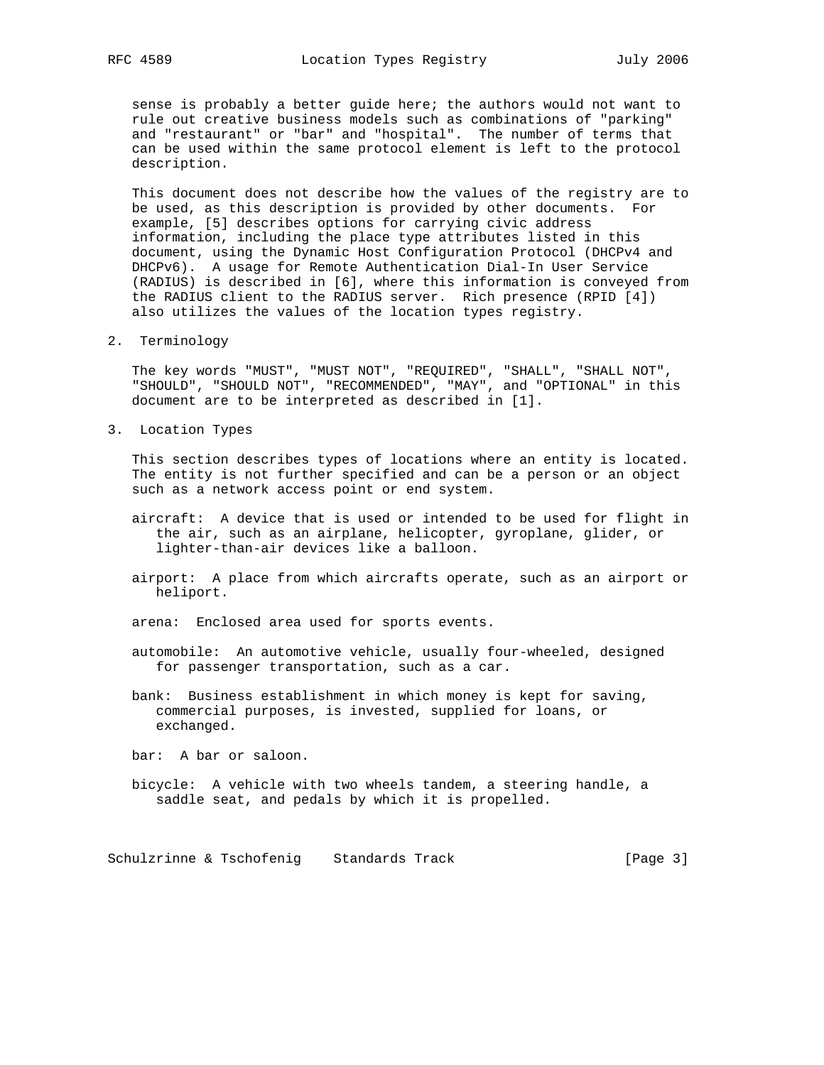sense is probably a better guide here; the authors would not want to rule out creative business models such as combinations of "parking" and "restaurant" or "bar" and "hospital". The number of terms that can be used within the same protocol element is left to the protocol description.

This document does not describe how the values of the registry are to be used, as this description is provided by other documents. For example, [5] describes options for carrying civic address information, including the place type attributes listed in this document, using the Dynamic Host Configuration Protocol (DHCPv4 and DHCPv6). A usage for Remote Authentication Dial-In User Service (RADIUS) is described in [6], where this information is conveyed from the RADIUS client to the RADIUS server. Rich presence (RPID [4]) also utilizes the values of the location types registry.

## 2. Terminology

The key words "MUST", "MUST NOT", "REQUIRED", "SHALL", "SHALL NOT", "SHOULD", "SHOULD NOT", "RECOMMENDED", "MAY", and "OPTIONAL" in this document are to be interpreted as described in [1].

## 3. Location Types

This section describes types of locations where an entity is located. The entity is not further specified and can be a person or an object such as a network access point or end system.

aircraft: A device that is used or intended to be used for flight in the air, such as an airplane, helicopter, gyroplane, glider, or lighter-than-air devices like a balloon.

airport: A place from which aircrafts operate, such as an airport or heliport.

arena: Enclosed area used for sports events.

automobile: An automotive vehicle, usually four-wheeled, designed for passenger transportation, such as a car.

bank: Business establishment in which money is kept for saving, commercial purposes, is invested, supplied for loans, or exchanged.

bar: A bar or saloon.

bicycle: A vehicle with two wheels tandem, a steering handle, a saddle seat, and pedals by which it is propelled.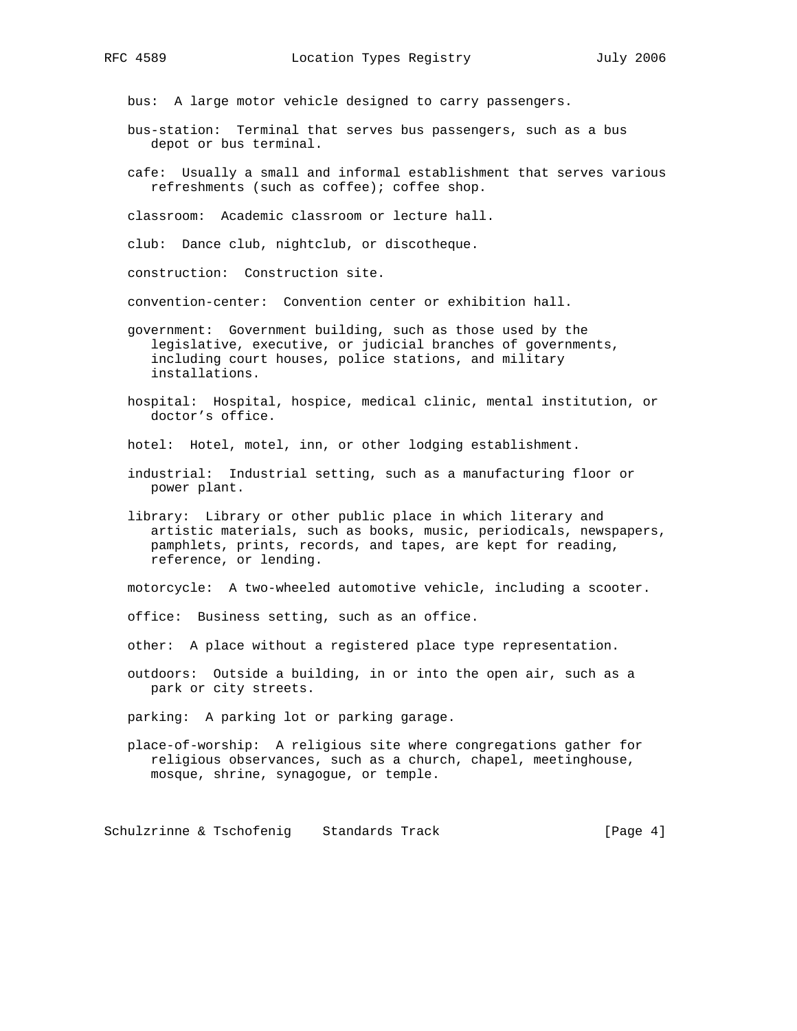bus: A large motor vehicle designed to carry passengers.

bus-station: Terminal that serves bus passengers, such as a bus depot or bus terminal.

cafe: Usually a small and informal establishment that serves various refreshments (such as coffee); coffee shop.

classroom: Academic classroom or lecture hall.

club: Dance club, nightclub, or discotheque.

construction: Construction site.

convention-center: Convention center or exhibition hall.

government: Government building, such as those used by the legislative, executive, or judicial branches of governments, including court houses, police stations, and military installations.

hospital: Hospital, hospice, medical clinic, mental institution, or doctor's office.

hotel: Hotel, motel, inn, or other lodging establishment.

industrial: Industrial setting, such as a manufacturing floor or power plant.

library: Library or other public place in which literary and artistic materials, such as books, music, periodicals, newspapers, pamphlets, prints, records, and tapes, are kept for reading, reference, or lending.

motorcycle: A two-wheeled automotive vehicle, including a scooter.

office: Business setting, such as an office.

other: A place without a registered place type representation.

outdoors: Outside a building, in or into the open air, such as a park or city streets.

parking: A parking lot or parking garage.

place-of-worship: A religious site where congregations gather for religious observances, such as a church, chapel, meetinghouse, mosque, shrine, synagogue, or temple.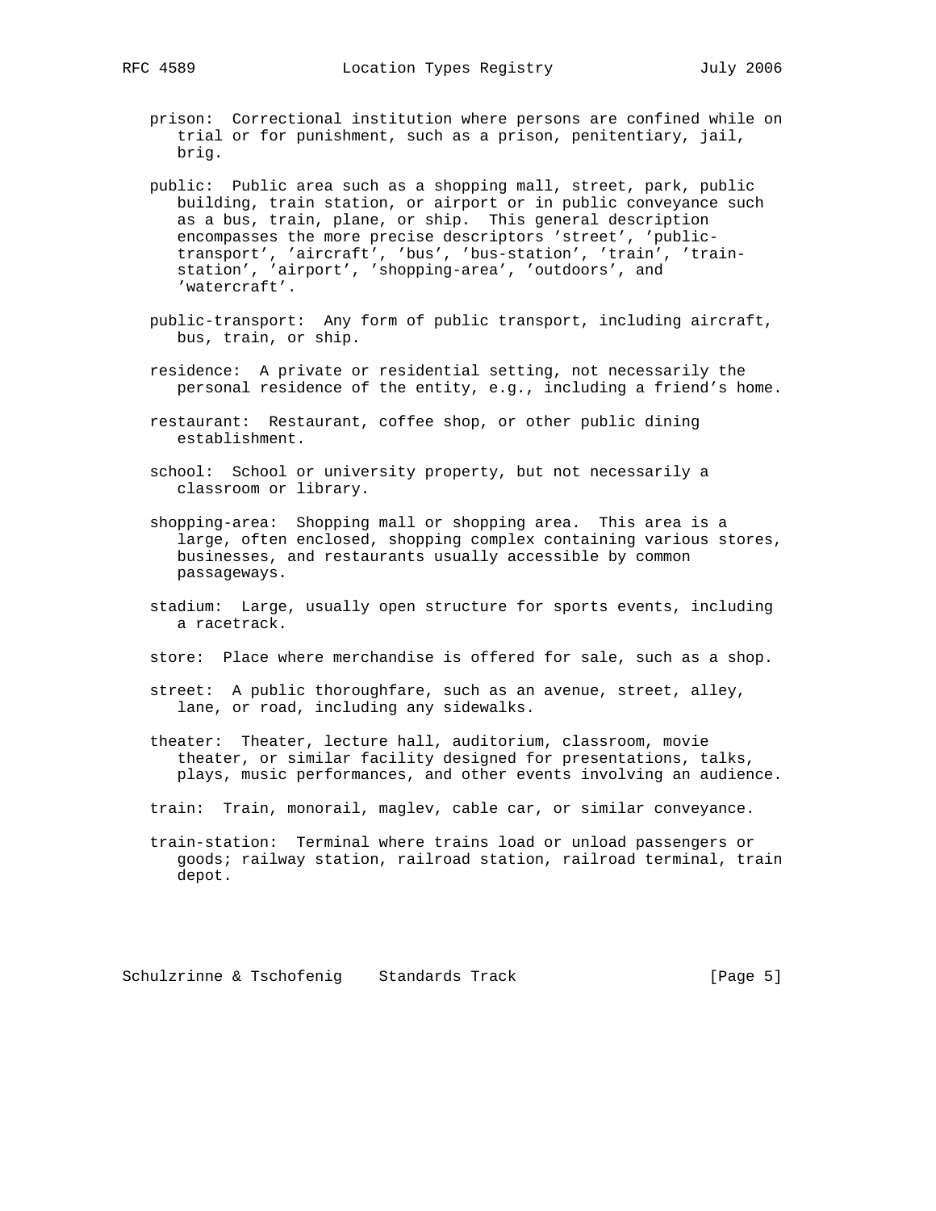prison: Correctional institution where persons are confined while on trial or for punishment, such as a prison, penitentiary, jail, brig.

public: Public area such as a shopping mall, street, park, public building, train station, or airport or in public conveyance such as a bus, train, plane, or ship. This general description encompasses the more precise descriptors 'street', 'public-transport', 'aircraft', 'bus', 'bus-station', 'train', 'train-station', 'airport', 'shopping-area', 'outdoors', and 'watercraft'.

public-transport: Any form of public transport, including aircraft, bus, train, or ship.

residence: A private or residential setting, not necessarily the personal residence of the entity, e.g., including a friend's home.

restaurant: Restaurant, coffee shop, or other public dining establishment.

school: School or university property, but not necessarily a classroom or library.

shopping-area: Shopping mall or shopping area. This area is a large, often enclosed, shopping complex containing various stores, businesses, and restaurants usually accessible by common passageways.

stadium: Large, usually open structure for sports events, including a racetrack.

store: Place where merchandise is offered for sale, such as a shop.

street: A public thoroughfare, such as an avenue, street, alley, lane, or road, including any sidewalks.

theater: Theater, lecture hall, auditorium, classroom, movie theater, or similar facility designed for presentations, talks, plays, music performances, and other events involving an audience.

train: Train, monorail, maglev, cable car, or similar conveyance.

train-station: Terminal where trains load or unload passengers or goods; railway station, railroad station, railroad terminal, train depot.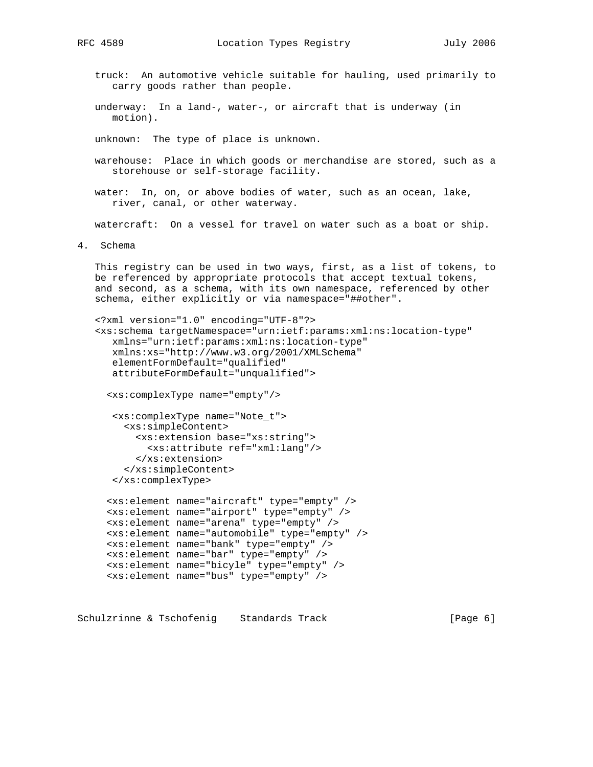truck: An automotive vehicle suitable for hauling, used primarily to carry goods rather than people.

underway: In a land-, water-, or aircraft that is underway (in motion).

unknown: The type of place is unknown.

warehouse: Place in which goods or merchandise are stored, such as a storehouse or self-storage facility.

water: In, on, or above bodies of water, such as an ocean, lake, river, canal, or other waterway.

watercraft: On a vessel for travel on water such as a boat or ship.

## 4. Schema

This registry can be used in two ways, first, as a list of tokens, to be referenced by appropriate protocols that accept textual tokens, and second, as a schema, with its own namespace, referenced by other schema, either explicitly or via namespace="##other".

```
<?xml version="1.0" encoding="UTF-8"?>
<xs:schema targetNamespace="urn:ietf:params:xml:ns:location-type"
   xmlns="urn:ietf:params:xml:ns:location-type"
   xmlns:xs="http://www.w3.org/2001/XMLSchema"
   elementFormDefault="qualified"
   attributeFormDefault="unqualified">

  <xs:complexType name="empty"/>

   <xs:complexType name="Note_t">
     <xs:simpleContent>
       <xs:extension base="xs:string">
         <xs:attribute ref="xml:lang"/>
       </xs:extension>
     </xs:simpleContent>
   </xs:complexType>

  <xs:element name="aircraft" type="empty" />
  <xs:element name="airport" type="empty" />
  <xs:element name="arena" type="empty" />
  <xs:element name="automobile" type="empty" />
  <xs:element name="bank" type="empty" />
  <xs:element name="bar" type="empty" />
  <xs:element name="bicyle" type="empty" />
  <xs:element name="bus" type="empty" />
```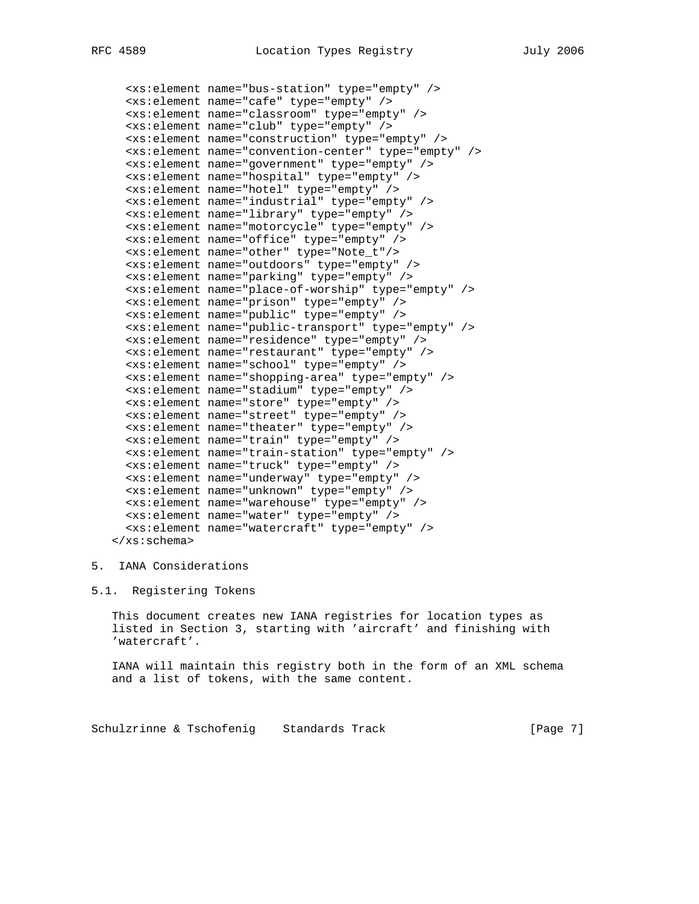```
     <xs:element name="bus-station" type="empty" />
     <xs:element name="cafe" type="empty" />
     <xs:element name="classroom" type="empty" />
     <xs:element name="club" type="empty" />
     <xs:element name="construction" type="empty" />
     <xs:element name="convention-center" type="empty" />
     <xs:element name="government" type="empty" />
     <xs:element name="hospital" type="empty" />
     <xs:element name="hotel" type="empty" />
     <xs:element name="industrial" type="empty" />
     <xs:element name="library" type="empty" />
     <xs:element name="motorcycle" type="empty" />
     <xs:element name="office" type="empty" />
     <xs:element name="other" type="Note_t"/>
     <xs:element name="outdoors" type="empty" />
     <xs:element name="parking" type="empty" />
     <xs:element name="place-of-worship" type="empty" />
     <xs:element name="prison" type="empty" />
     <xs:element name="public" type="empty" />
     <xs:element name="public-transport" type="empty" />
     <xs:element name="residence" type="empty" />
     <xs:element name="restaurant" type="empty" />
     <xs:element name="school" type="empty" />
     <xs:element name="shopping-area" type="empty" />
     <xs:element name="stadium" type="empty" />
     <xs:element name="store" type="empty" />
     <xs:element name="street" type="empty" />
     <xs:element name="theater" type="empty" />
     <xs:element name="train" type="empty" />
     <xs:element name="train-station" type="empty" />
     <xs:element name="truck" type="empty" />
     <xs:element name="underway" type="empty" />
     <xs:element name="unknown" type="empty" />
     <xs:element name="warehouse" type="empty" />
     <xs:element name="water" type="empty" />
     <xs:element name="watercraft" type="empty" />
   </xs:schema>
```

## 5. IANA Considerations

### 5.1. Registering Tokens

This document creates new IANA registries for location types as listed in Section 3, starting with 'aircraft' and finishing with 'watercraft'.

IANA will maintain this registry both in the form of an XML schema and a list of tokens, with the same content.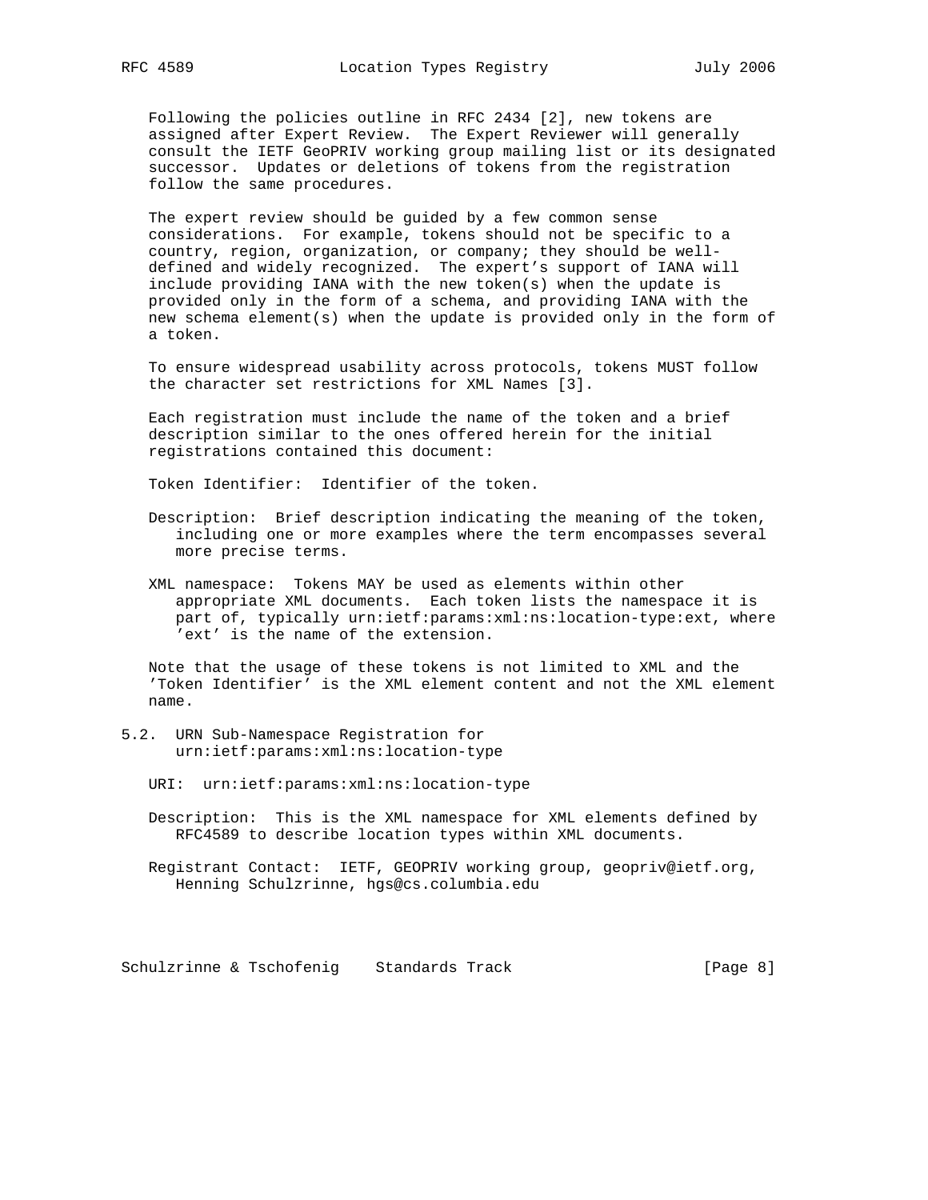Following the policies outline in RFC 2434 [2], new tokens are assigned after Expert Review. The Expert Reviewer will generally consult the IETF GeoPRIV working group mailing list or its designated successor. Updates or deletions of tokens from the registration follow the same procedures.

The expert review should be guided by a few common sense considerations. For example, tokens should not be specific to a country, region, organization, or company; they should be well-defined and widely recognized. The expert's support of IANA will include providing IANA with the new token(s) when the update is provided only in the form of a schema, and providing IANA with the new schema element(s) when the update is provided only in the form of a token.

To ensure widespread usability across protocols, tokens MUST follow the character set restrictions for XML Names [3].

Each registration must include the name of the token and a brief description similar to the ones offered herein for the initial registrations contained this document:

Token Identifier: Identifier of the token.

Description: Brief description indicating the meaning of the token, including one or more examples where the term encompasses several more precise terms.

XML namespace: Tokens MAY be used as elements within other appropriate XML documents. Each token lists the namespace it is part of, typically urn:ietf:params:xml:ns:location-type:ext, where 'ext' is the name of the extension.

Note that the usage of these tokens is not limited to XML and the 'Token Identifier' is the XML element content and not the XML element name.

## 5.2. URN Sub-Namespace Registration for urn:ietf:params:xml:ns:location-type

URI: urn:ietf:params:xml:ns:location-type

Description: This is the XML namespace for XML elements defined by RFC4589 to describe location types within XML documents.

Registrant Contact: IETF, GEOPRIV working group, geopriv@ietf.org, Henning Schulzrinne, hgs@cs.columbia.edu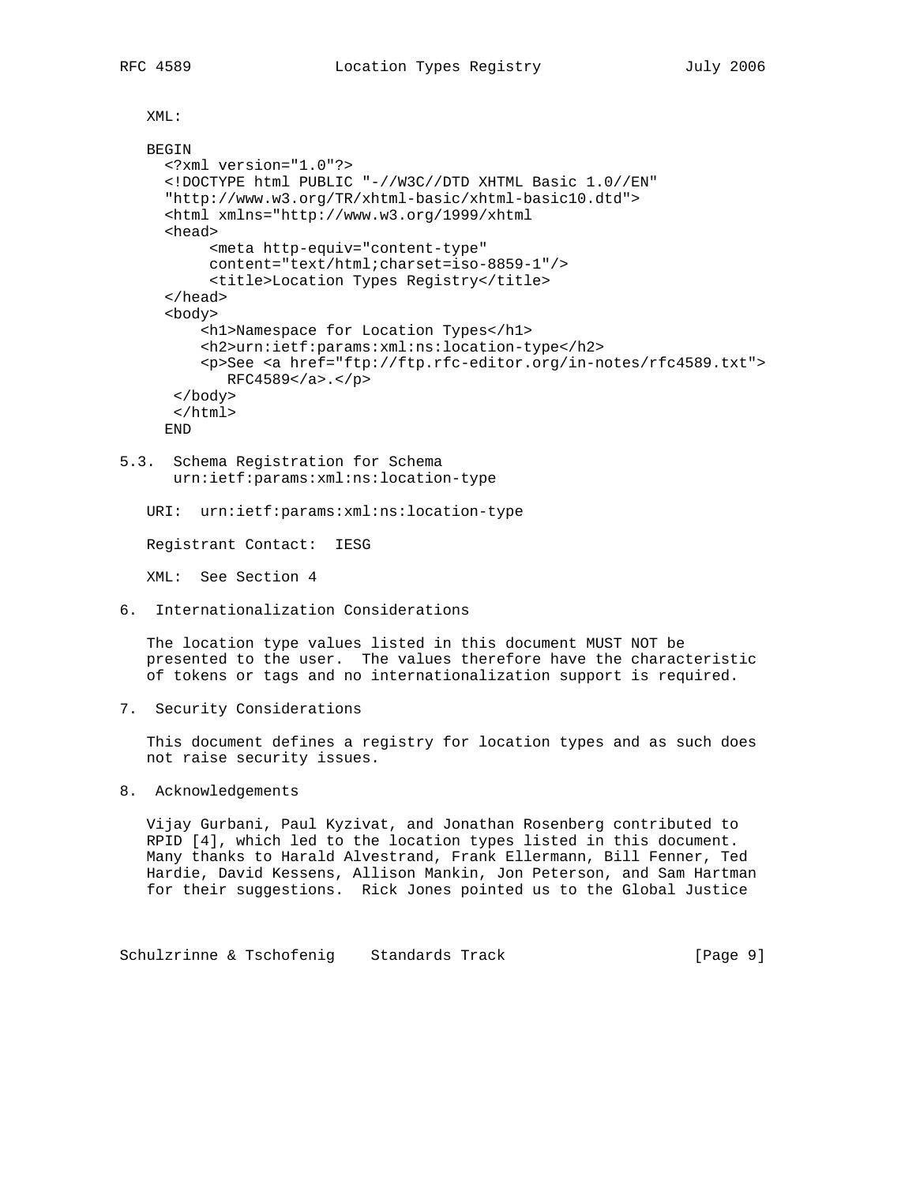XML:

```
BEGIN
  <?xml version="1.0"?>
  <!DOCTYPE html PUBLIC "-//W3C//DTD XHTML Basic 1.0//EN"
  "http://www.w3.org/TR/xhtml-basic/xhtml-basic10.dtd">
  <html xmlns="http://www.w3.org/1999/xhtml
  <head>
       <meta http-equiv="content-type"
       content="text/html;charset=iso-8859-1"/>
       <title>Location Types Registry</title>
  </head>
  <body>
      <h1>Namespace for Location Types</h1>
      <h2>urn:ietf:params:xml:ns:location-type</h2>
      <p>See <a href="ftp://ftp.rfc-editor.org/in-notes/rfc4589.txt">
         RFC4589</a>.</p>
   </body>
   </html>
  END
```

## 5.3. Schema Registration for Schema urn:ietf:params:xml:ns:location-type

URI: urn:ietf:params:xml:ns:location-type

Registrant Contact: IESG

XML: See Section 4

## 6. Internationalization Considerations

The location type values listed in this document MUST NOT be presented to the user. The values therefore have the characteristic of tokens or tags and no internationalization support is required.

## 7. Security Considerations

This document defines a registry for location types and as such does not raise security issues.

## 8. Acknowledgements

Vijay Gurbani, Paul Kyzivat, and Jonathan Rosenberg contributed to RPID [4], which led to the location types listed in this document. Many thanks to Harald Alvestrand, Frank Ellermann, Bill Fenner, Ted Hardie, David Kessens, Allison Mankin, Jon Peterson, and Sam Hartman for their suggestions. Rick Jones pointed us to the Global Justice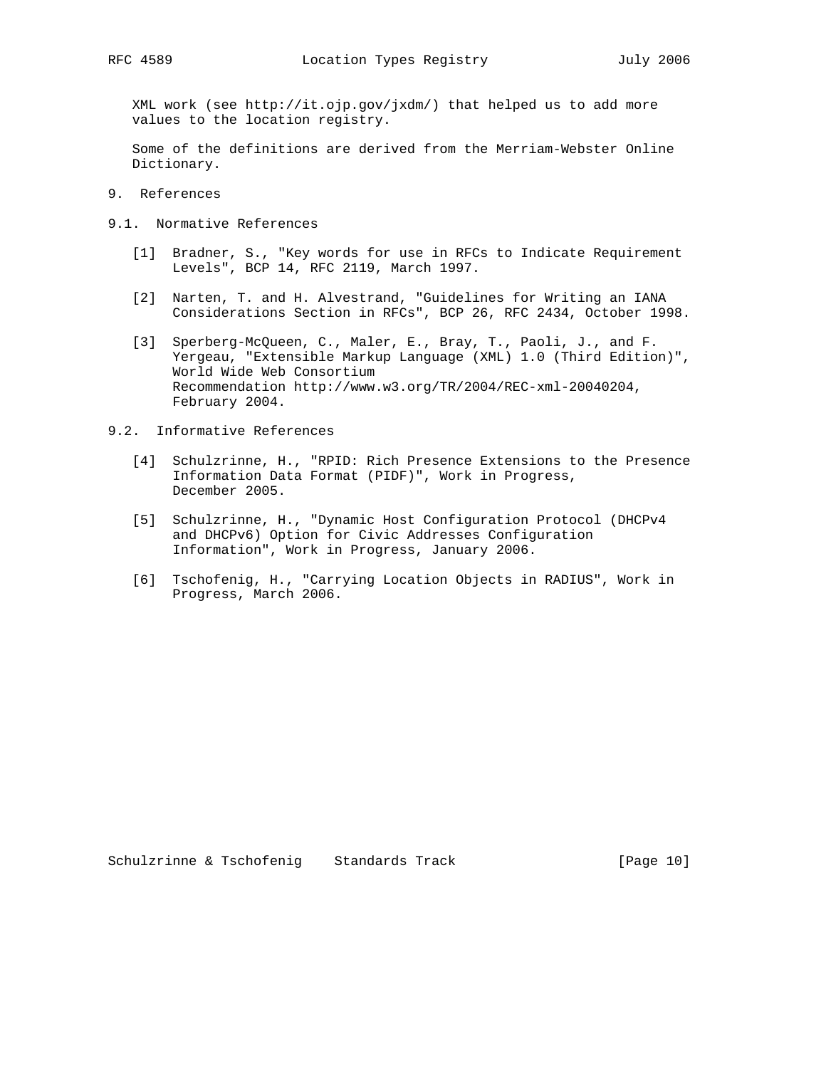XML work (see http://it.ojp.gov/jxdm/) that helped us to add more values to the location registry.

Some of the definitions are derived from the Merriam-Webster Online Dictionary.

# 9. References

## 9.1. Normative References

[1] Bradner, S., "Key words for use in RFCs to Indicate Requirement Levels", BCP 14, RFC 2119, March 1997.

[2] Narten, T. and H. Alvestrand, "Guidelines for Writing an IANA Considerations Section in RFCs", BCP 26, RFC 2434, October 1998.

[3] Sperberg-McQueen, C., Maler, E., Bray, T., Paoli, J., and F. Yergeau, "Extensible Markup Language (XML) 1.0 (Third Edition)", World Wide Web Consortium Recommendation http://www.w3.org/TR/2004/REC-xml-20040204, February 2004.

## 9.2. Informative References

[4] Schulzrinne, H., "RPID: Rich Presence Extensions to the Presence Information Data Format (PIDF)", Work in Progress, December 2005.

[5] Schulzrinne, H., "Dynamic Host Configuration Protocol (DHCPv4 and DHCPv6) Option for Civic Addresses Configuration Information", Work in Progress, January 2006.

[6] Tschofenig, H., "Carrying Location Objects in RADIUS", Work in Progress, March 2006.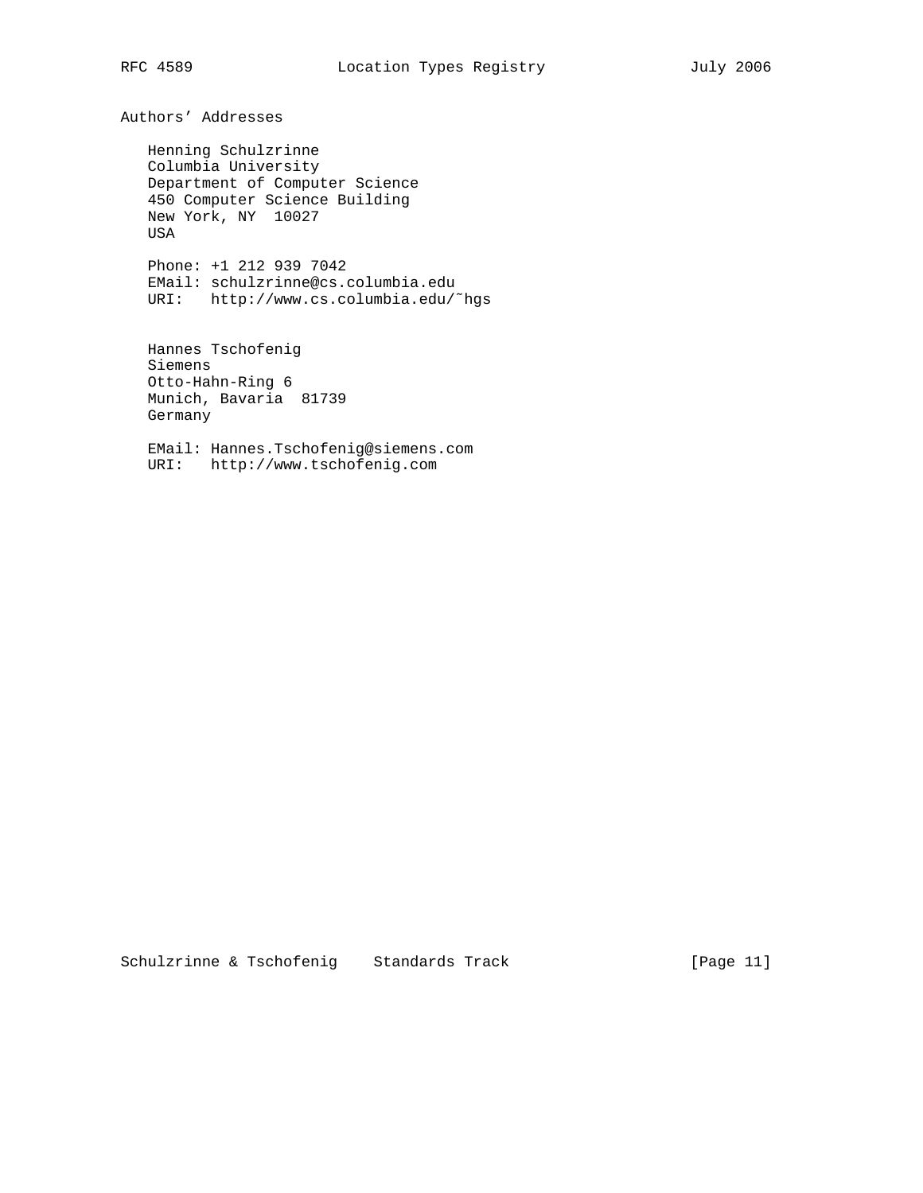## Authors' Addresses

Henning Schulzrinne
Columbia University
Department of Computer Science
450 Computer Science Building
New York, NY  10027
USA

Phone: +1 212 939 7042
EMail: schulzrinne@cs.columbia.edu
URI:   http://www.cs.columbia.edu/~hgs

Hannes Tschofenig
Siemens
Otto-Hahn-Ring 6
Munich, Bavaria  81739
Germany

EMail: Hannes.Tschofenig@siemens.com
URI:   http://www.tschofenig.com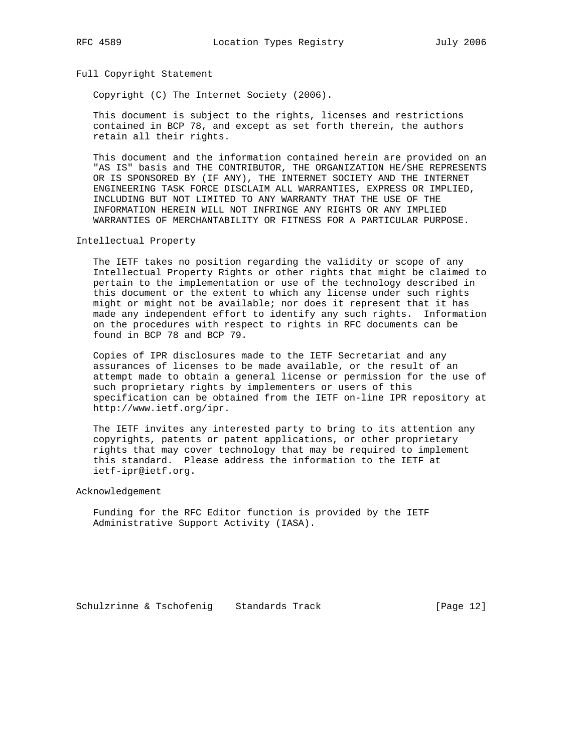## Full Copyright Statement

Copyright (C) The Internet Society (2006).

This document is subject to the rights, licenses and restrictions contained in BCP 78, and except as set forth therein, the authors retain all their rights.

This document and the information contained herein are provided on an "AS IS" basis and THE CONTRIBUTOR, THE ORGANIZATION HE/SHE REPRESENTS OR IS SPONSORED BY (IF ANY), THE INTERNET SOCIETY AND THE INTERNET ENGINEERING TASK FORCE DISCLAIM ALL WARRANTIES, EXPRESS OR IMPLIED, INCLUDING BUT NOT LIMITED TO ANY WARRANTY THAT THE USE OF THE INFORMATION HEREIN WILL NOT INFRINGE ANY RIGHTS OR ANY IMPLIED WARRANTIES OF MERCHANTABILITY OR FITNESS FOR A PARTICULAR PURPOSE.

## Intellectual Property

The IETF takes no position regarding the validity or scope of any Intellectual Property Rights or other rights that might be claimed to pertain to the implementation or use of the technology described in this document or the extent to which any license under such rights might or might not be available; nor does it represent that it has made any independent effort to identify any such rights. Information on the procedures with respect to rights in RFC documents can be found in BCP 78 and BCP 79.

Copies of IPR disclosures made to the IETF Secretariat and any assurances of licenses to be made available, or the result of an attempt made to obtain a general license or permission for the use of such proprietary rights by implementers or users of this specification can be obtained from the IETF on-line IPR repository at http://www.ietf.org/ipr.

The IETF invites any interested party to bring to its attention any copyrights, patents or patent applications, or other proprietary rights that may cover technology that may be required to implement this standard. Please address the information to the IETF at ietf-ipr@ietf.org.

## Acknowledgement

Funding for the RFC Editor function is provided by the IETF Administrative Support Activity (IASA).